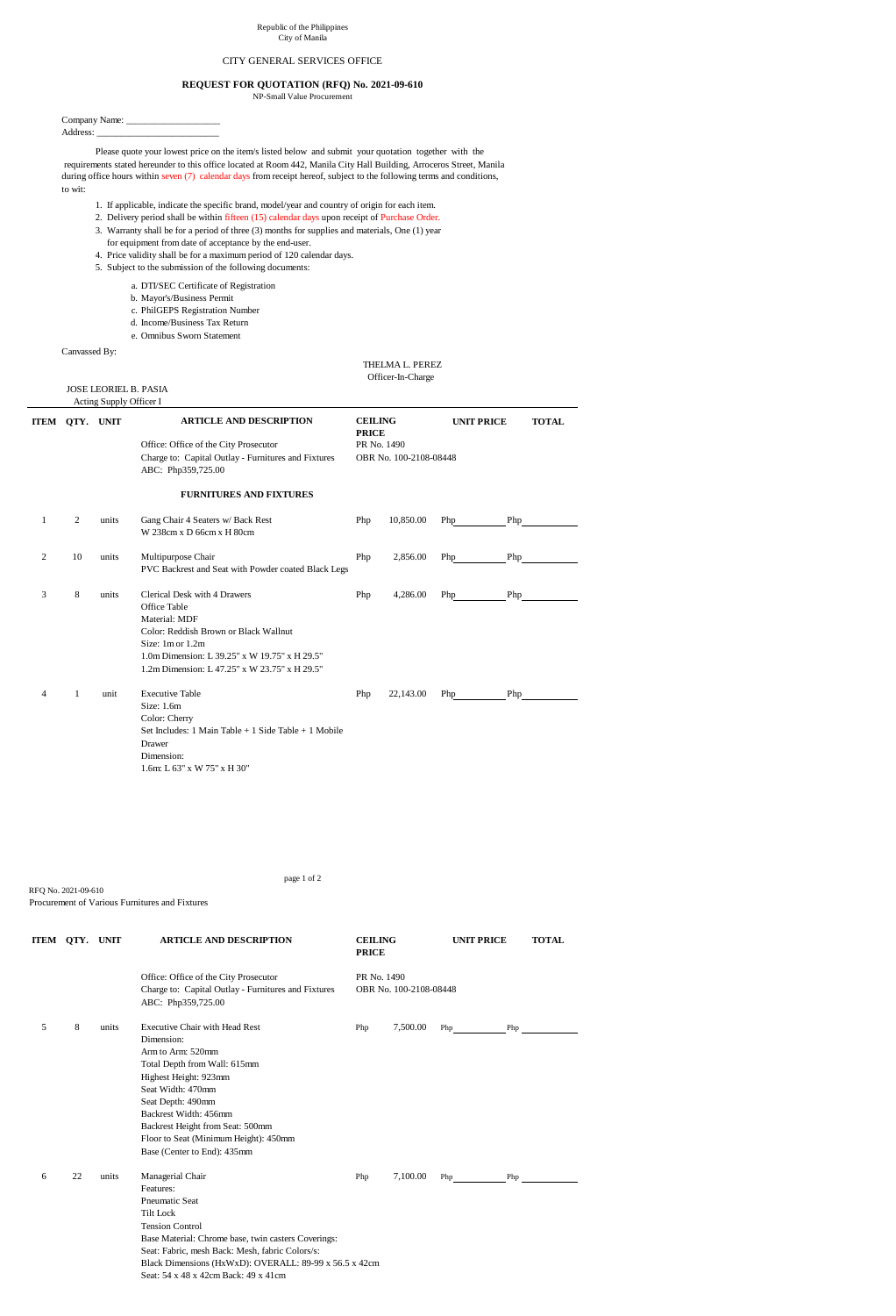Republic of the Philippines
City of Manila

CITY GENERAL SERVICES OFFICE

**REQUEST FOR QUOTATION (RFQ) No. 2021-09-610**
NP-Small Value Procurement

Company Name: ____________________
Address: __________________________

Please quote your lowest price on the item/s listed below and submit your quotation together with the requirements stated hereunder to this office located at Room 442, Manila City Hall Building, Arroceros Street, Manila during office hours within seven (7) calendar days from receipt hereof, subject to the following terms and conditions, to wit:

1. If applicable, indicate the specific brand, model/year and country of origin for each item.
2. Delivery period shall be within fifteen (15) calendar days upon receipt of Purchase Order.
3. Warranty shall be for a period of three (3) months for supplies and materials, One (1) year for equipment from date of acceptance by the end-user.
4. Price validity shall be for a maximum period of 120 calendar days.
5. Subject to the submission of the following documents:

   a. DTI/SEC Certificate of Registration
   b. Mayor's/Business Permit
   c. PhilGEPS Registration Number
   d. Income/Business Tax Return
   e. Omnibus Sworn Statement

Canvassed By:

THELMA L. PEREZ
Officer-In-Charge

JOSE LEORIEL B. PASIA
Acting Supply Officer I

| ITEM | QTY. | UNIT | ARTICLE AND DESCRIPTION | CEILING PRICE | UNIT PRICE | TOTAL |
|---|---|---|---|---|---|---|
| | | | Office: Office of the City Prosecutor<br>Charge to: Capital Outlay - Furnitures and Fixtures<br>ABC: Php359,725.00 | PR No. 1490<br>OBR No. 100-2108-08448 | | |
| | | | **FURNITURES AND FIXTURES** | | | |
| 1 | 2 | units | Gang Chair 4 Seaters w/ Back Rest<br>W 238cm x D 66cm x H 80cm | Php 10,850.00 | Php______ | Php______ |
| 2 | 10 | units | Multipurpose Chair<br>PVC Backrest and Seat with Powder coated Black Legs | Php 2,856.00 | Php______ | Php______ |
| 3 | 8 | units | Clerical Desk with 4 Drawers<br>Office Table<br>Material: MDF<br>Color: Reddish Brown or Black Wallnut<br>Size: 1m or 1.2m<br>1.0m Dimension: L 39.25" x W 19.75" x H 29.5"<br>1.2m Dimension: L 47.25" x W 23.75" x H 29.5" | Php 4,286.00 | Php______ | Php______ |
| 4 | 1 | unit | Executive Table<br>Size: 1.6m<br>Color: Cherry<br>Set Includes: 1 Main Table + 1 Side Table + 1 Mobile Drawer<br>Dimension:<br>1.6m: L 63" x W 75" x H 30" | Php 22,143.00 | Php______ | Php______ |

RFQ No. 2021-09-610
Procurement of Various Furnitures and Fixtures

| ITEM | QTY. | UNIT | ARTICLE AND DESCRIPTION | CEILING PRICE | UNIT PRICE | TOTAL |
|---|---|---|---|---|---|---|
| | | | Office: Office of the City Prosecutor<br>Charge to: Capital Outlay - Furnitures and Fixtures<br>ABC: Php359,725.00 | PR No. 1490<br>OBR No. 100-2108-08448 | | |
| 5 | 8 | units | Executive Chair with Head Rest<br>Dimension:<br>Arm to Arm: 520mm<br>Total Depth from Wall: 615mm<br>Highest Height: 923mm<br>Seat Width: 470mm<br>Seat Depth: 490mm<br>Backrest Width: 456mm<br>Backrest Height from Seat: 500mm<br>Floor to Seat (Minimum Height): 450mm<br>Base (Center to End): 435mm | Php 7,500.00 | Php______ | Php______ |
| 6 | 22 | units | Managerial Chair<br>Features:<br>Pneumatic Seat<br>Tilt Lock<br>Tension Control<br>Base Material: Chrome base, twin casters Coverings:<br>Seat: Fabric, mesh Back: Mesh, fabric Colors/s:<br>Black Dimensions (HxWxD): OVERALL: 89-99 x 56.5 x 42cm<br>Seat: 54 x 48 x 42cm Back: 49 x 41cm | Php 7,100.00 | Php______ | Php______ |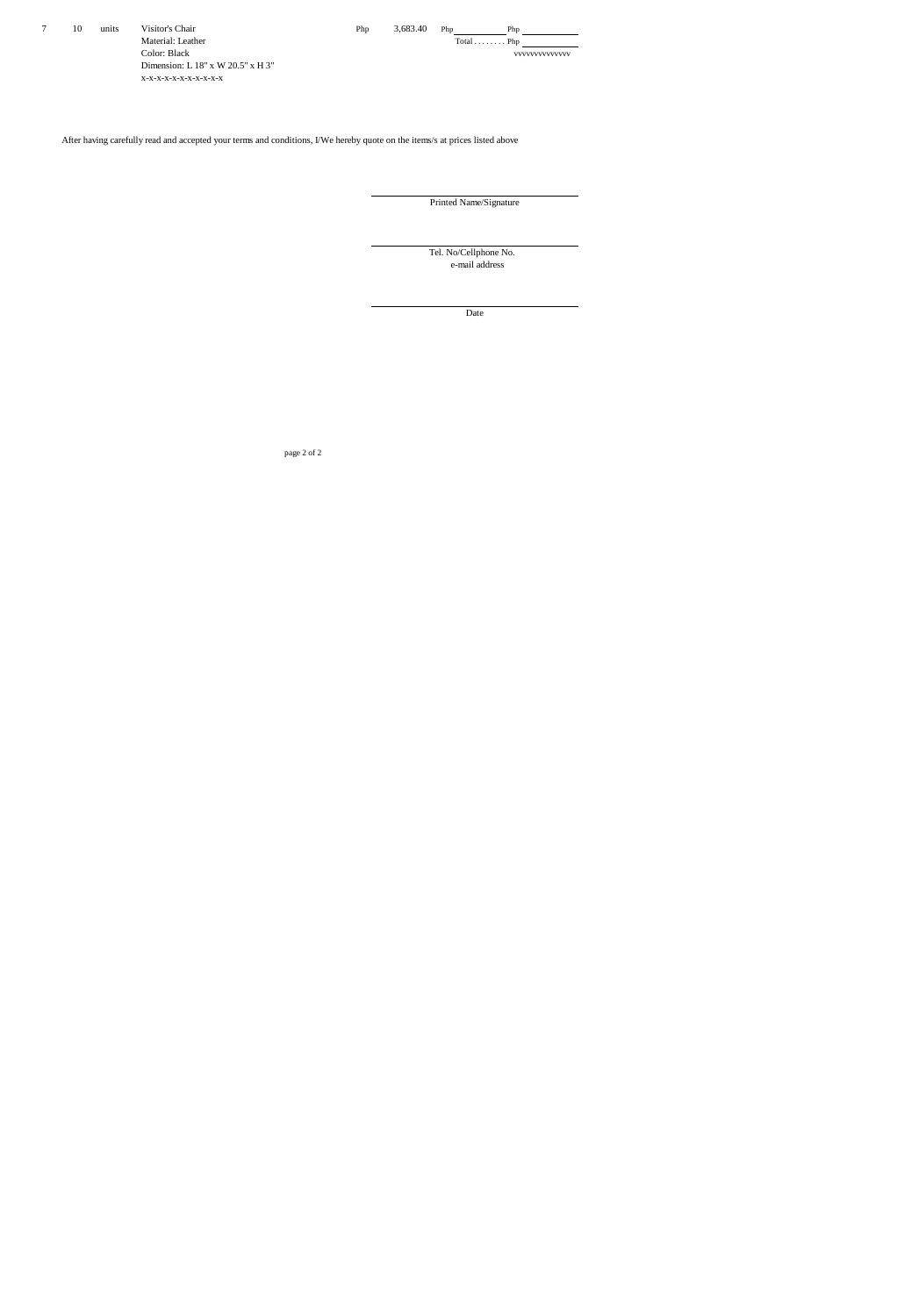| | | | | | | | |
|---|---|---|---|---|---|---|---|
| 7 | 10 | units | Visitor's Chair<br>Material: Leather<br>Color: Black<br>Dimension: L 18" x W 20.5" x H 3"<br>x-x-x-x-x-x-x-x-x-x | Php | 3,683.40 | Php \_\_\_\_\_\_\_\_ | Php \_\_\_\_\_\_\_\_ |
| | | | | | | Total . . . . . . . . Php | \_\_\_\_\_\_\_\_ |
| | | | | | | | vvvvvvvvvvvvv |

After having carefully read and accepted your terms and conditions, I/We hereby quote on the items/s at prices listed above

\_\_\_\_\_\_\_\_\_\_\_\_\_\_\_\_\_\_\_\_\_\_\_\_\_\_\_\_
Printed Name/Signature

\_\_\_\_\_\_\_\_\_\_\_\_\_\_\_\_\_\_\_\_\_\_\_\_\_\_\_\_
Tel. No/Cellphone No.
e-mail address

\_\_\_\_\_\_\_\_\_\_\_\_\_\_\_\_\_\_\_\_\_\_\_\_\_\_\_\_
Date